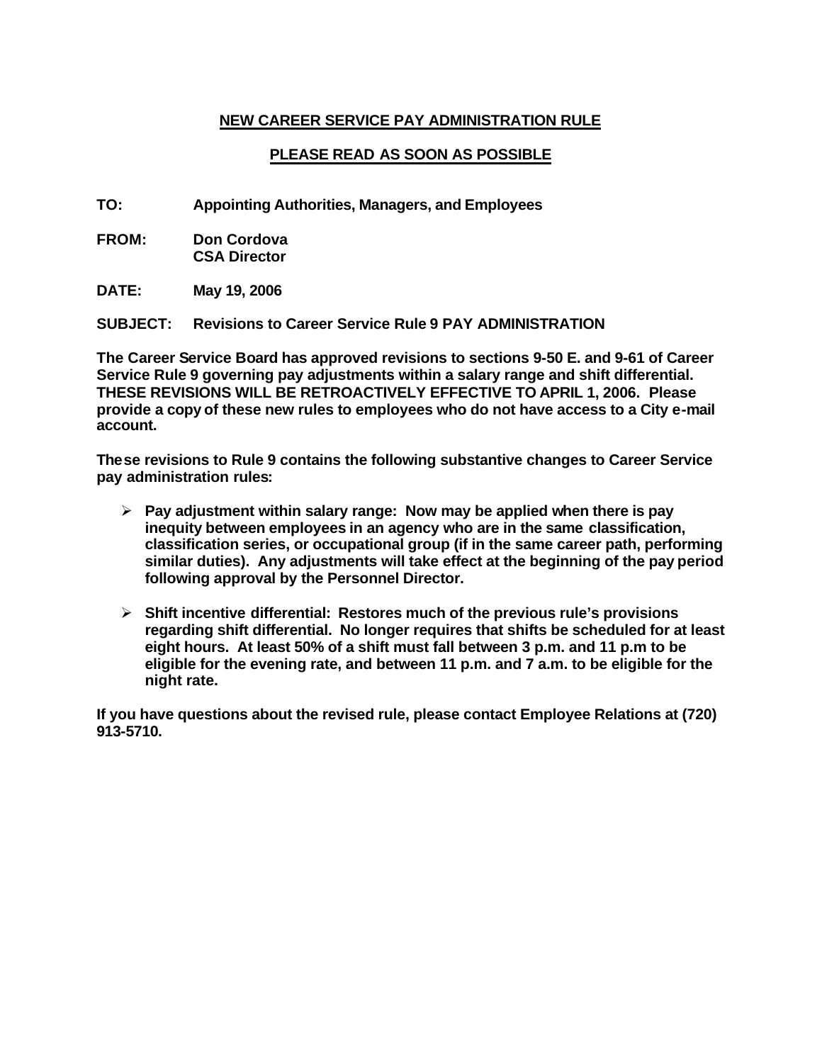## NEW CAREER SERVICE PAY ADMINISTRATION RULE

## PLEASE READ AS SOON AS POSSIBLE

**TO:** **Appointing Authorities, Managers, and Employees**

**FROM:** **Don Cordova**
**CSA Director**

**DATE:** **May 19, 2006**

**SUBJECT:** **Revisions to Career Service Rule 9 PAY ADMINISTRATION**

**The Career Service Board has approved revisions to sections 9-50 E. and 9-61 of Career Service Rule 9 governing pay adjustments within a salary range and shift differential. THESE REVISIONS WILL BE RETROACTIVELY EFFECTIVE TO APRIL 1, 2006. Please provide a copy of these new rules to employees who do not have access to a City e-mail account.**

**These revisions to Rule 9 contains the following substantive changes to Career Service pay administration rules:**

- **Pay adjustment within salary range: Now may be applied when there is pay inequity between employees in an agency who are in the same classification, classification series, or occupational group (if in the same career path, performing similar duties). Any adjustments will take effect at the beginning of the pay period following approval by the Personnel Director.**
- **Shift incentive differential: Restores much of the previous rule's provisions regarding shift differential. No longer requires that shifts be scheduled for at least eight hours. At least 50% of a shift must fall between 3 p.m. and 11 p.m to be eligible for the evening rate, and between 11 p.m. and 7 a.m. to be eligible for the night rate.**

**If you have questions about the revised rule, please contact Employee Relations at (720) 913-5710.**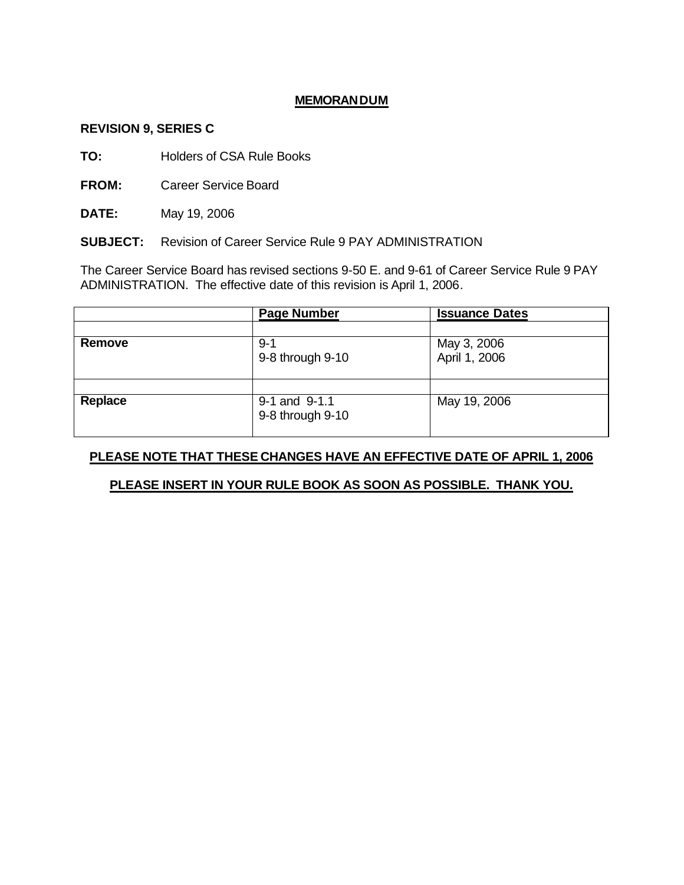# MEMORANDUM

**REVISION 9, SERIES C**

**TO:** Holders of CSA Rule Books

**FROM:** Career Service Board

**DATE:** May 19, 2006

**SUBJECT:** Revision of Career Service Rule 9 PAY ADMINISTRATION

The Career Service Board has revised sections 9-50 E. and 9-61 of Career Service Rule 9 PAY ADMINISTRATION. The effective date of this revision is April 1, 2006.

| | Page Number | Issuance Dates |
|---|---|---|
| | | |
| **Remove** | 9-1<br>9-8 through 9-10 | May 3, 2006<br>April 1, 2006 |
| | | |
| **Replace** | 9-1 and 9-1.1<br>9-8 through 9-10 | May 19, 2006 |

**PLEASE NOTE THAT THESE CHANGES HAVE AN EFFECTIVE DATE OF APRIL 1, 2006**

**PLEASE INSERT IN YOUR RULE BOOK AS SOON AS POSSIBLE. THANK YOU.**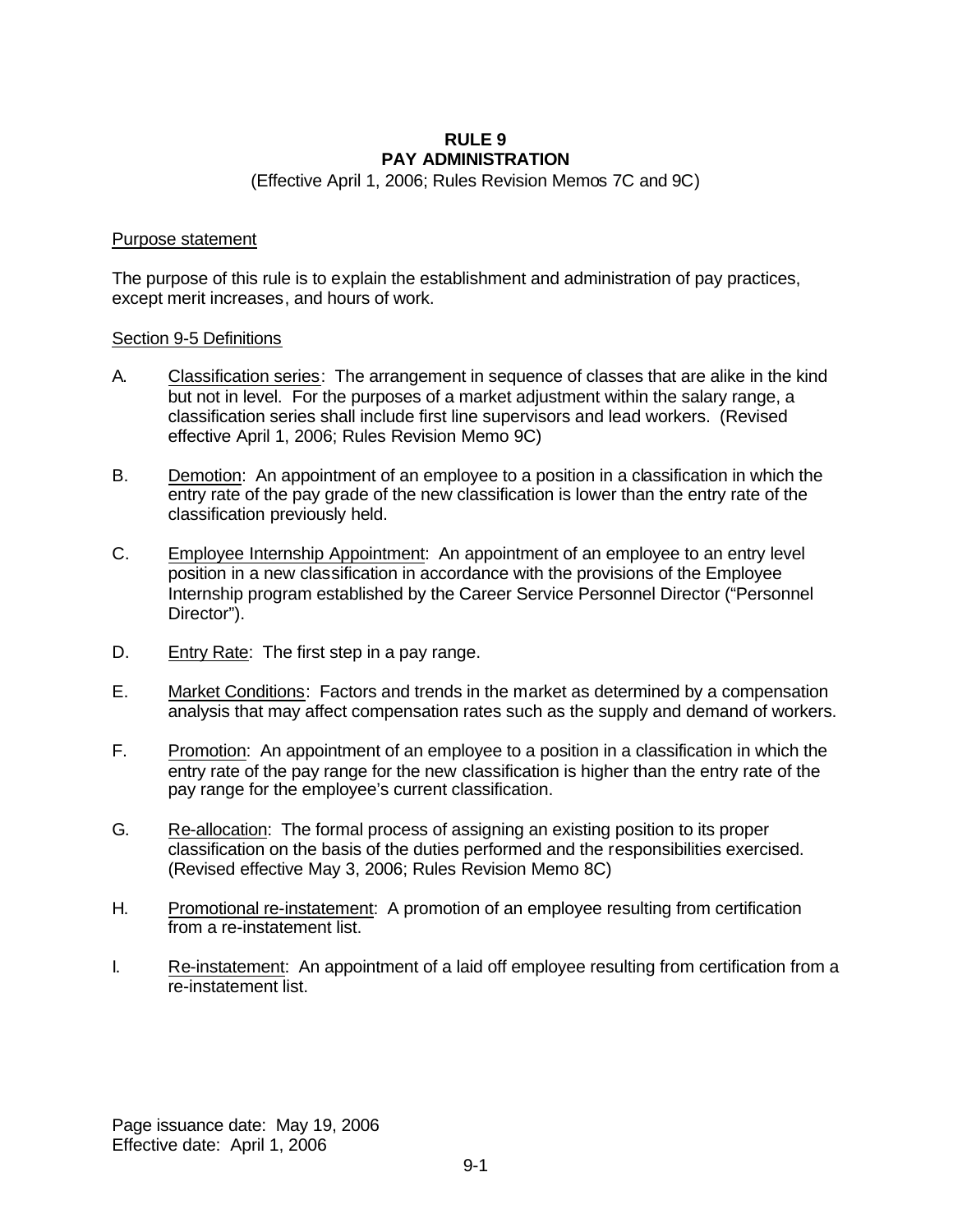# RULE 9
# PAY ADMINISTRATION

(Effective April 1, 2006; Rules Revision Memos 7C and 9C)

Purpose statement

The purpose of this rule is to explain the establishment and administration of pay practices, except merit increases, and hours of work.

Section 9-5 Definitions

A. Classification series: The arrangement in sequence of classes that are alike in the kind but not in level. For the purposes of a market adjustment within the salary range, a classification series shall include first line supervisors and lead workers. (Revised effective April 1, 2006; Rules Revision Memo 9C)

B. Demotion: An appointment of an employee to a position in a classification in which the entry rate of the pay grade of the new classification is lower than the entry rate of the classification previously held.

C. Employee Internship Appointment: An appointment of an employee to an entry level position in a new classification in accordance with the provisions of the Employee Internship program established by the Career Service Personnel Director ("Personnel Director").

D. Entry Rate: The first step in a pay range.

E. Market Conditions: Factors and trends in the market as determined by a compensation analysis that may affect compensation rates such as the supply and demand of workers.

F. Promotion: An appointment of an employee to a position in a classification in which the entry rate of the pay range for the new classification is higher than the entry rate of the pay range for the employee's current classification.

G. Re-allocation: The formal process of assigning an existing position to its proper classification on the basis of the duties performed and the responsibilities exercised. (Revised effective May 3, 2006; Rules Revision Memo 8C)

H. Promotional re-instatement: A promotion of an employee resulting from certification from a re-instatement list.

I. Re-instatement: An appointment of a laid off employee resulting from certification from a re-instatement list.

Page issuance date: May 19, 2006
Effective date: April 1, 2006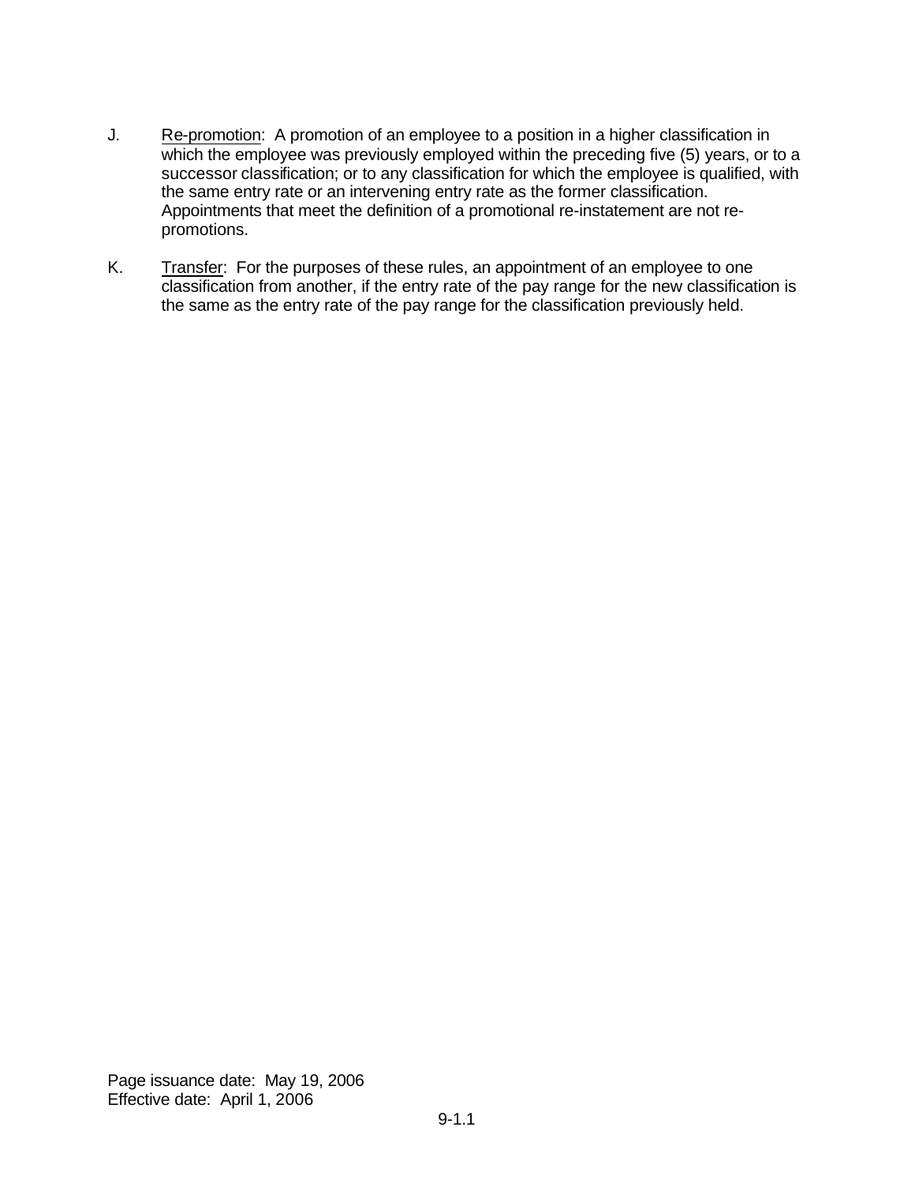J. Re-promotion: A promotion of an employee to a position in a higher classification in which the employee was previously employed within the preceding five (5) years, or to a successor classification; or to any classification for which the employee is qualified, with the same entry rate or an intervening entry rate as the former classification. Appointments that meet the definition of a promotional re-instatement are not re-promotions.

K. Transfer: For the purposes of these rules, an appointment of an employee to one classification from another, if the entry rate of the pay range for the new classification is the same as the entry rate of the pay range for the classification previously held.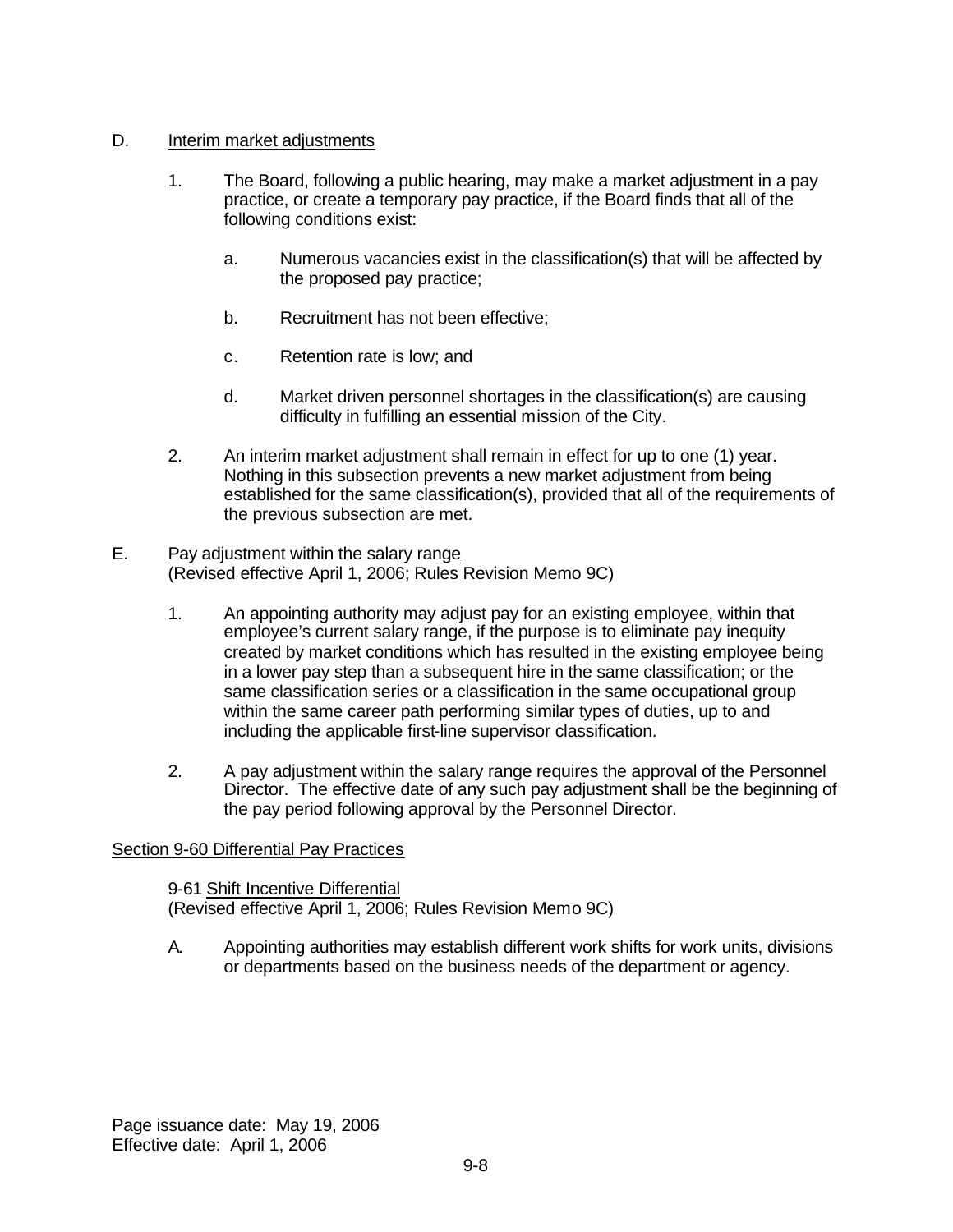D. Interim market adjustments

1. The Board, following a public hearing, may make a market adjustment in a pay practice, or create a temporary pay practice, if the Board finds that all of the following conditions exist:

   a. Numerous vacancies exist in the classification(s) that will be affected by the proposed pay practice;

   b. Recruitment has not been effective;

   c. Retention rate is low; and

   d. Market driven personnel shortages in the classification(s) are causing difficulty in fulfilling an essential mission of the City.

2. An interim market adjustment shall remain in effect for up to one (1) year. Nothing in this subsection prevents a new market adjustment from being established for the same classification(s), provided that all of the requirements of the previous subsection are met.

E. Pay adjustment within the salary range
(Revised effective April 1, 2006; Rules Revision Memo 9C)

1. An appointing authority may adjust pay for an existing employee, within that employee's current salary range, if the purpose is to eliminate pay inequity created by market conditions which has resulted in the existing employee being in a lower pay step than a subsequent hire in the same classification; or the same classification series or a classification in the same occupational group within the same career path performing similar types of duties, up to and including the applicable first-line supervisor classification.

2. A pay adjustment within the salary range requires the approval of the Personnel Director. The effective date of any such pay adjustment shall be the beginning of the pay period following approval by the Personnel Director.

## Section 9-60 Differential Pay Practices

9-61 Shift Incentive Differential
(Revised effective April 1, 2006; Rules Revision Memo 9C)

A. Appointing authorities may establish different work shifts for work units, divisions or departments based on the business needs of the department or agency.

Page issuance date: May 19, 2006
Effective date: April 1, 2006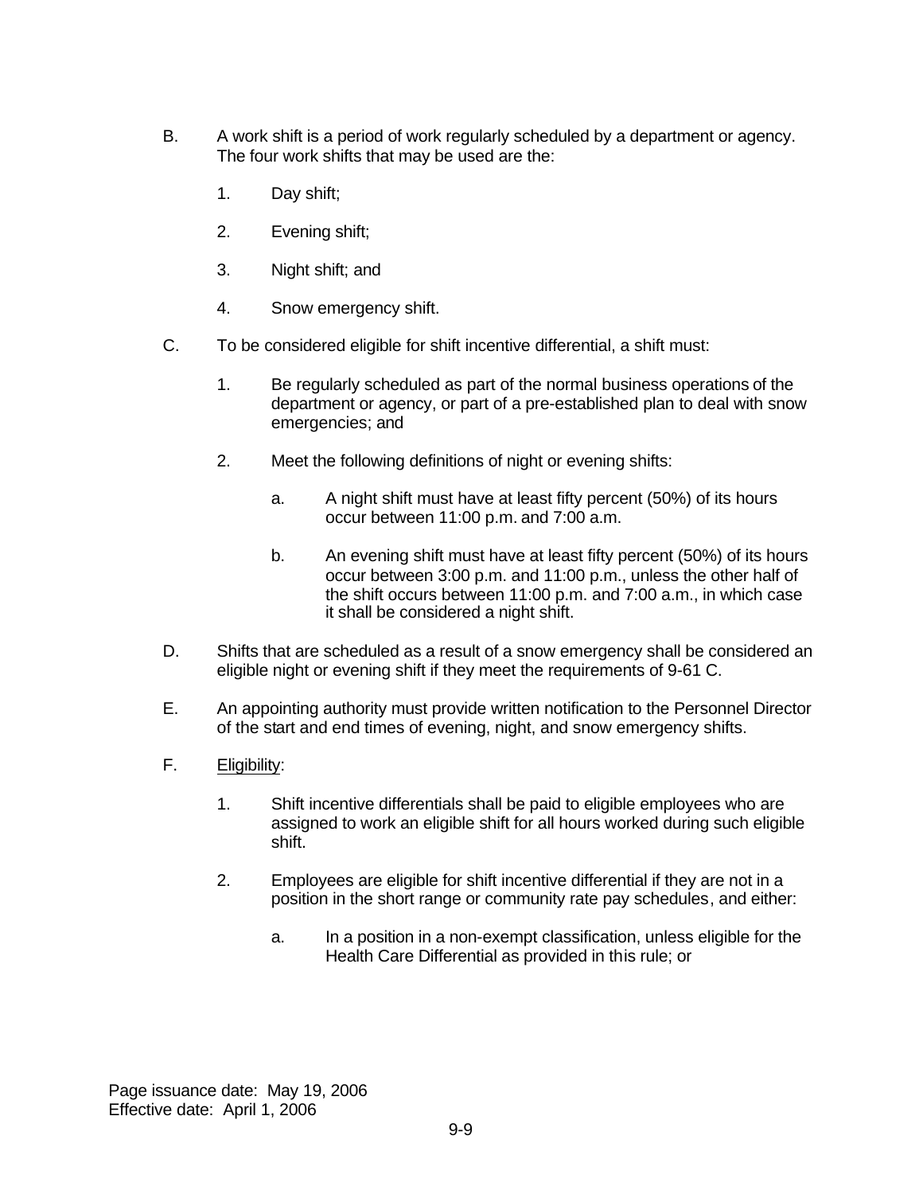B. A work shift is a period of work regularly scheduled by a department or agency. The four work shifts that may be used are the:

   1. Day shift;

   2. Evening shift;

   3. Night shift; and

   4. Snow emergency shift.

C. To be considered eligible for shift incentive differential, a shift must:

   1. Be regularly scheduled as part of the normal business operations of the department or agency, or part of a pre-established plan to deal with snow emergencies; and

   2. Meet the following definitions of night or evening shifts:

      a. A night shift must have at least fifty percent (50%) of its hours occur between 11:00 p.m. and 7:00 a.m.

      b. An evening shift must have at least fifty percent (50%) of its hours occur between 3:00 p.m. and 11:00 p.m., unless the other half of the shift occurs between 11:00 p.m. and 7:00 a.m., in which case it shall be considered a night shift.

D. Shifts that are scheduled as a result of a snow emergency shall be considered an eligible night or evening shift if they meet the requirements of 9-61 C.

E. An appointing authority must provide written notification to the Personnel Director of the start and end times of evening, night, and snow emergency shifts.

F. <u>Eligibility</u>:

   1. Shift incentive differentials shall be paid to eligible employees who are assigned to work an eligible shift for all hours worked during such eligible shift.

   2. Employees are eligible for shift incentive differential if they are not in a position in the short range or community rate pay schedules, and either:

      a. In a position in a non-exempt classification, unless eligible for the Health Care Differential as provided in this rule; or

Page issuance date: May 19, 2006
Effective date: April 1, 2006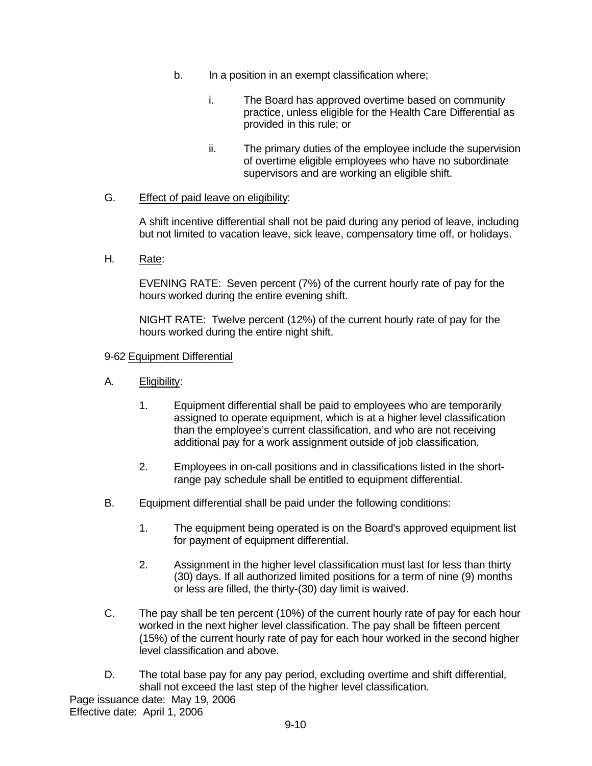b. In a position in an exempt classification where;

   i. The Board has approved overtime based on community practice, unless eligible for the Health Care Differential as provided in this rule; or

   ii. The primary duties of the employee include the supervision of overtime eligible employees who have no subordinate supervisors and are working an eligible shift.

G. Effect of paid leave on eligibility:

A shift incentive differential shall not be paid during any period of leave, including but not limited to vacation leave, sick leave, compensatory time off, or holidays.

H. Rate:

EVENING RATE: Seven percent (7%) of the current hourly rate of pay for the hours worked during the entire evening shift.

NIGHT RATE: Twelve percent (12%) of the current hourly rate of pay for the hours worked during the entire night shift.

9-62 Equipment Differential

A. Eligibility:

1. Equipment differential shall be paid to employees who are temporarily assigned to operate equipment, which is at a higher level classification than the employee's current classification, and who are not receiving additional pay for a work assignment outside of job classification.

2. Employees in on-call positions and in classifications listed in the short-range pay schedule shall be entitled to equipment differential.

B. Equipment differential shall be paid under the following conditions:

1. The equipment being operated is on the Board's approved equipment list for payment of equipment differential.

2. Assignment in the higher level classification must last for less than thirty (30) days. If all authorized limited positions for a term of nine (9) months or less are filled, the thirty-(30) day limit is waived.

C. The pay shall be ten percent (10%) of the current hourly rate of pay for each hour worked in the next higher level classification. The pay shall be fifteen percent (15%) of the current hourly rate of pay for each hour worked in the second higher level classification and above.

D. The total base pay for any pay period, excluding overtime and shift differential, shall not exceed the last step of the higher level classification.

Page issuance date: May 19, 2006
Effective date: April 1, 2006